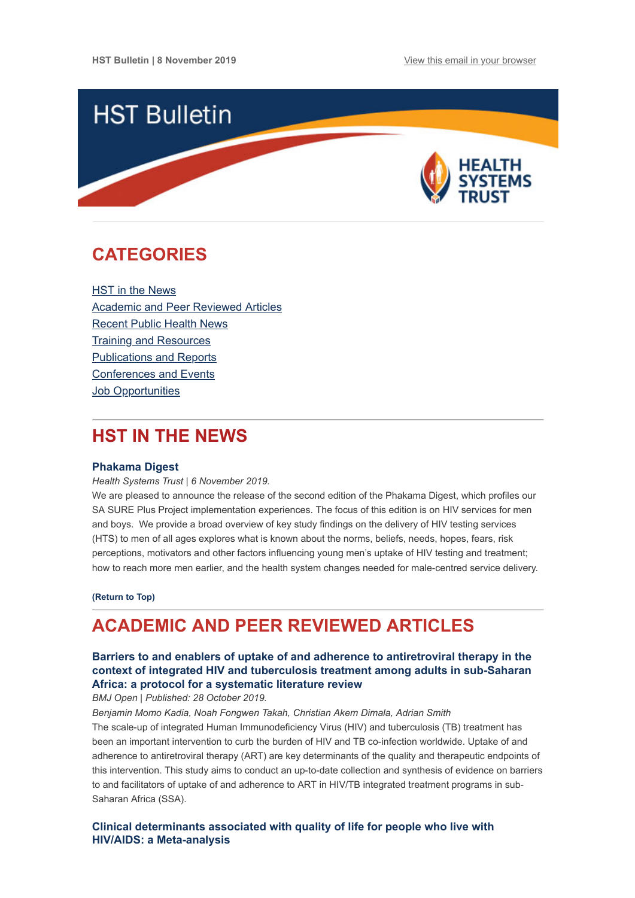HST Bulletin | 8 November 2019 View this email in your browser

# HST Bulletin

HEALTH SYSTEMS TRUST

## CATEGORIES

- HST in the News
- Academic and Peer Reviewed Articles
- Recent Public Health News
- Training and Resources
- Publications and Reports
- Conferences and Events
- Job Opportunities

## HST IN THE NEWS

### Phakama Digest

*Health Systems Trust | 6 November 2019.*

We are pleased to announce the release of the second edition of the Phakama Digest, which profiles our SA SURE Plus Project implementation experiences. The focus of this edition is on HIV services for men and boys. We provide a broad overview of key study findings on the delivery of HIV testing services (HTS) to men of all ages explores what is known about the norms, beliefs, needs, hopes, fears, risk perceptions, motivators and other factors influencing young men's uptake of HIV testing and treatment; how to reach more men earlier, and the health system changes needed for male-centred service delivery.

**(Return to Top)**

## ACADEMIC AND PEER REVIEWED ARTICLES

### Barriers to and enablers of uptake of and adherence to antiretroviral therapy in the context of integrated HIV and tuberculosis treatment among adults in sub-Saharan Africa: a protocol for a systematic literature review

*BMJ Open | Published: 28 October 2019.*

*Benjamin Momo Kadia, Noah Fongwen Takah, Christian Akem Dimala, Adrian Smith*

The scale-up of integrated Human Immunodeficiency Virus (HIV) and tuberculosis (TB) treatment has been an important intervention to curb the burden of HIV and TB co-infection worldwide. Uptake of and adherence to antiretroviral therapy (ART) are key determinants of the quality and therapeutic endpoints of this intervention. This study aims to conduct an up-to-date collection and synthesis of evidence on barriers to and facilitators of uptake of and adherence to ART in HIV/TB integrated treatment programs in sub-Saharan Africa (SSA).

### Clinical determinants associated with quality of life for people who live with HIV/AIDS: a Meta-analysis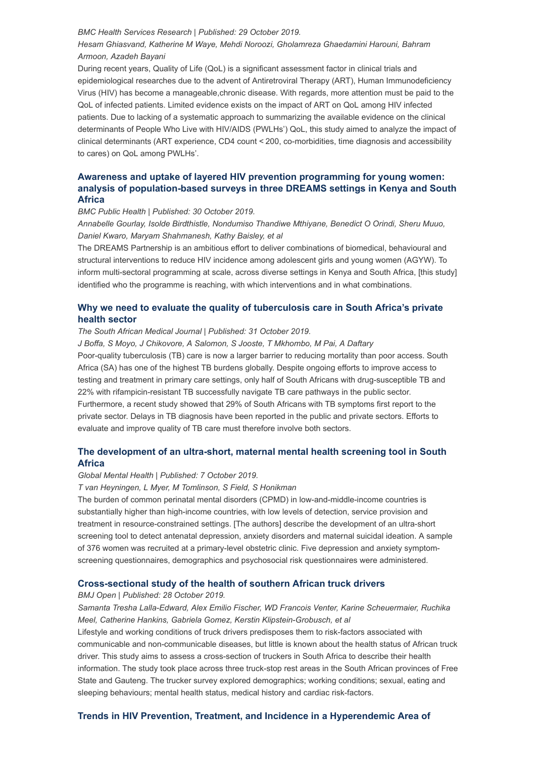*BMC Health Services Research | Published: 29 October 2019.*

*Hesam Ghiasvand, Katherine M Waye, Mehdi Noroozi, Gholamreza Ghaedamini Harouni, Bahram Armoon, Azadeh Bayani*

During recent years, Quality of Life (QoL) is a significant assessment factor in clinical trials and epidemiological researches due to the advent of Antiretroviral Therapy (ART), Human Immunodeficiency Virus (HIV) has become a manageable,chronic disease. With regards, more attention must be paid to the QoL of infected patients. Limited evidence exists on the impact of ART on QoL among HIV infected patients. Due to lacking of a systematic approach to summarizing the available evidence on the clinical determinants of People Who Live with HIV/AIDS (PWLHs') QoL, this study aimed to analyze the impact of clinical determinants (ART experience, CD4 count < 200, co-morbidities, time diagnosis and accessibility to cares) on QoL among PWLHs'.

### Awareness and uptake of layered HIV prevention programming for young women: analysis of population-based surveys in three DREAMS settings in Kenya and South Africa

*BMC Public Health | Published: 30 October 2019.*

*Annabelle Gourlay, Isolde Birdthistle, Nondumiso Thandiwe Mthiyane, Benedict O Orindi, Sheru Muuo, Daniel Kwaro, Maryam Shahmanesh, Kathy Baisley, et al*

The DREAMS Partnership is an ambitious effort to deliver combinations of biomedical, behavioural and structural interventions to reduce HIV incidence among adolescent girls and young women (AGYW). To inform multi-sectoral programming at scale, across diverse settings in Kenya and South Africa, [this study] identified who the programme is reaching, with which interventions and in what combinations.

### Why we need to evaluate the quality of tuberculosis care in South Africa's private health sector

*The South African Medical Journal | Published: 31 October 2019.*

*J Boffa, S Moyo, J Chikovore, A Salomon, S Jooste, T Mkhombo, M Pai, A Daftary*

Poor-quality tuberculosis (TB) care is now a larger barrier to reducing mortality than poor access. South Africa (SA) has one of the highest TB burdens globally. Despite ongoing efforts to improve access to testing and treatment in primary care settings, only half of South Africans with drug-susceptible TB and 22% with rifampicin-resistant TB successfully navigate TB care pathways in the public sector. Furthermore, a recent study showed that 29% of South Africans with TB symptoms first report to the private sector. Delays in TB diagnosis have been reported in the public and private sectors. Efforts to evaluate and improve quality of TB care must therefore involve both sectors.

### The development of an ultra-short, maternal mental health screening tool in South Africa

*Global Mental Health | Published: 7 October 2019.*

*T van Heyningen, L Myer, M Tomlinson, S Field, S Honikman*

The burden of common perinatal mental disorders (CPMD) in low-and-middle-income countries is substantially higher than high-income countries, with low levels of detection, service provision and treatment in resource-constrained settings. [The authors] describe the development of an ultra-short screening tool to detect antenatal depression, anxiety disorders and maternal suicidal ideation. A sample of 376 women was recruited at a primary-level obstetric clinic. Five depression and anxiety symptom-screening questionnaires, demographics and psychosocial risk questionnaires were administered.

### Cross-sectional study of the health of southern African truck drivers

*BMJ Open | Published: 28 October 2019.*

*Samanta Tresha Lalla-Edward, Alex Emilio Fischer, WD Francois Venter, Karine Scheuermaier, Ruchika Meel, Catherine Hankins, Gabriela Gomez, Kerstin Klipstein-Grobusch, et al*

Lifestyle and working conditions of truck drivers predisposes them to risk-factors associated with communicable and non-communicable diseases, but little is known about the health status of African truck driver. This study aims to assess a cross-section of truckers in South Africa to describe their health information. The study took place across three truck-stop rest areas in the South African provinces of Free State and Gauteng. The trucker survey explored demographics; working conditions; sexual, eating and sleeping behaviours; mental health status, medical history and cardiac risk-factors.

### Trends in HIV Prevention, Treatment, and Incidence in a Hyperendemic Area of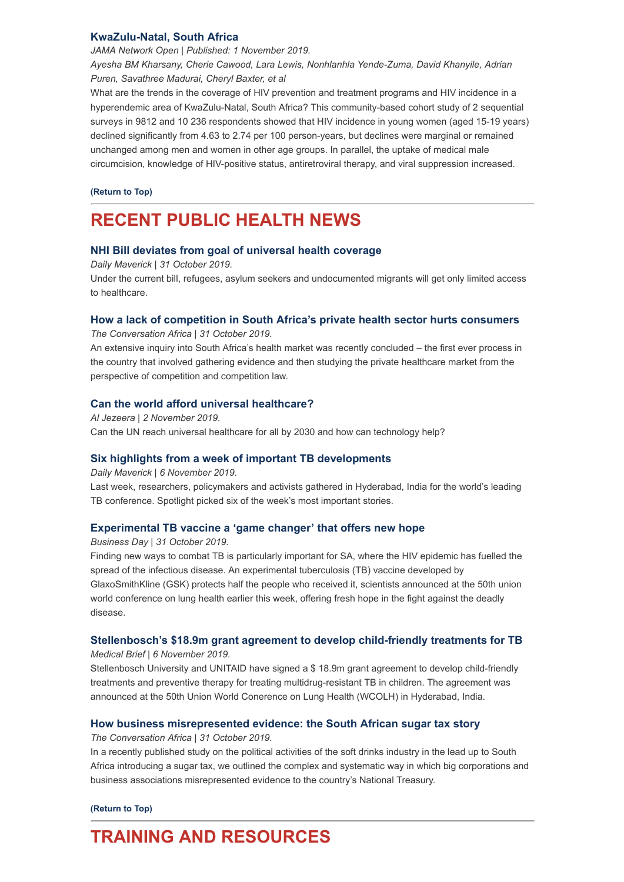### KwaZulu-Natal, South Africa

*JAMA Network Open | Published: 1 November 2019.*

*Ayesha BM Kharsany, Cherie Cawood, Lara Lewis, Nonhlanhla Yende-Zuma, David Khanyile, Adrian Puren, Savathree Madurai, Cheryl Baxter, et al*

What are the trends in the coverage of HIV prevention and treatment programs and HIV incidence in a hyperendemic area of KwaZulu-Natal, South Africa? This community-based cohort study of 2 sequential surveys in 9812 and 10 236 respondents showed that HIV incidence in young women (aged 15-19 years) declined significantly from 4.63 to 2.74 per 100 person-years, but declines were marginal or remained unchanged among men and women in other age groups. In parallel, the uptake of medical male circumcision, knowledge of HIV-positive status, antiretroviral therapy, and viral suppression increased.

**(Return to Top)**

---

## RECENT PUBLIC HEALTH NEWS

### NHI Bill deviates from goal of universal health coverage

*Daily Maverick | 31 October 2019.*

Under the current bill, refugees, asylum seekers and undocumented migrants will get only limited access to healthcare.

### How a lack of competition in South Africa's private health sector hurts consumers

*The Conversation Africa | 31 October 2019.*

An extensive inquiry into South Africa's health market was recently concluded – the first ever process in the country that involved gathering evidence and then studying the private healthcare market from the perspective of competition and competition law.

### Can the world afford universal healthcare?

*Al Jezeera | 2 November 2019.*

Can the UN reach universal healthcare for all by 2030 and how can technology help?

### Six highlights from a week of important TB developments

*Daily Maverick | 6 November 2019.*

Last week, researchers, policymakers and activists gathered in Hyderabad, India for the world's leading TB conference. Spotlight picked six of the week's most important stories.

### Experimental TB vaccine a 'game changer' that offers new hope

*Business Day | 31 October 2019.*

Finding new ways to combat TB is particularly important for SA, where the HIV epidemic has fuelled the spread of the infectious disease. An experimental tuberculosis (TB) vaccine developed by GlaxoSmithKline (GSK) protects half the people who received it, scientists announced at the 50th union world conference on lung health earlier this week, offering fresh hope in the fight against the deadly disease.

### Stellenbosch's $18.9m grant agreement to develop child-friendly treatments for TB

*Medical Brief | 6 November 2019.*

Stellenbosch University and UNITAID have signed a $ 18.9m grant agreement to develop child-friendly treatments and preventive therapy for treating multidrug-resistant TB in children. The agreement was announced at the 50th Union World Conerence on Lung Health (WCOLH) in Hyderabad, India.

### How business misrepresented evidence: the South African sugar tax story

*The Conversation Africa | 31 October 2019.*

In a recently published study on the political activities of the soft drinks industry in the lead up to South Africa introducing a sugar tax, we outlined the complex and systematic way in which big corporations and business associations misrepresented evidence to the country's National Treasury.

**(Return to Top)**

---

## TRAINING AND RESOURCES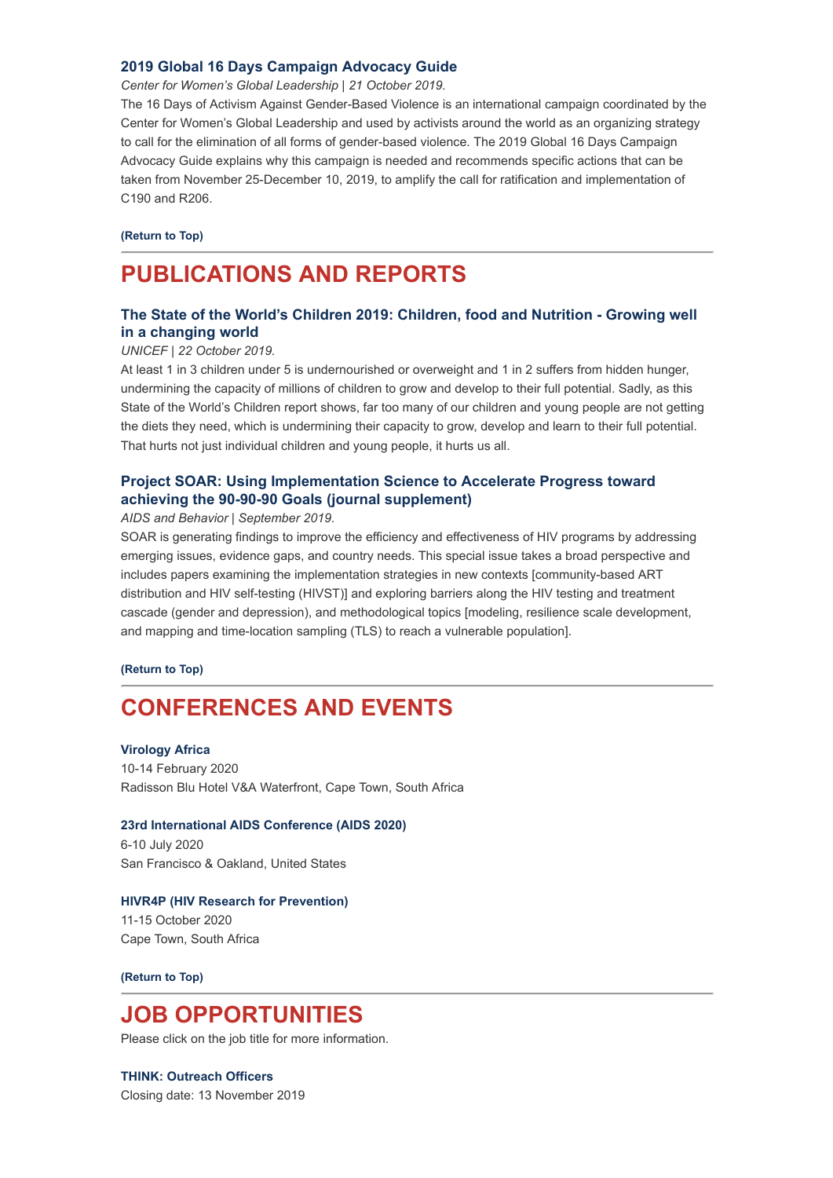### 2019 Global 16 Days Campaign Advocacy Guide

*Center for Women's Global Leadership | 21 October 2019.*

The 16 Days of Activism Against Gender-Based Violence is an international campaign coordinated by the Center for Women's Global Leadership and used by activists around the world as an organizing strategy to call for the elimination of all forms of gender-based violence. The 2019 Global 16 Days Campaign Advocacy Guide explains why this campaign is needed and recommends specific actions that can be taken from November 25-December 10, 2019, to amplify the call for ratification and implementation of C190 and R206.

**(Return to Top)**

---

## PUBLICATIONS AND REPORTS

### The State of the World's Children 2019: Children, food and Nutrition - Growing well in a changing world

*UNICEF | 22 October 2019.*

At least 1 in 3 children under 5 is undernourished or overweight and 1 in 2 suffers from hidden hunger, undermining the capacity of millions of children to grow and develop to their full potential. Sadly, as this State of the World's Children report shows, far too many of our children and young people are not getting the diets they need, which is undermining their capacity to grow, develop and learn to their full potential. That hurts not just individual children and young people, it hurts us all.

### Project SOAR: Using Implementation Science to Accelerate Progress toward achieving the 90-90-90 Goals (journal supplement)

*AIDS and Behavior | September 2019.*

SOAR is generating findings to improve the efficiency and effectiveness of HIV programs by addressing emerging issues, evidence gaps, and country needs. This special issue takes a broad perspective and includes papers examining the implementation strategies in new contexts [community-based ART distribution and HIV self-testing (HIVST)] and exploring barriers along the HIV testing and treatment cascade (gender and depression), and methodological topics [modeling, resilience scale development, and mapping and time-location sampling (TLS) to reach a vulnerable population].

**(Return to Top)**

---

## CONFERENCES AND EVENTS

**Virology Africa**
10-14 February 2020
Radisson Blu Hotel V&A Waterfront, Cape Town, South Africa

**23rd International AIDS Conference (AIDS 2020)**
6-10 July 2020
San Francisco & Oakland, United States

**HIVR4P (HIV Research for Prevention)**
11-15 October 2020
Cape Town, South Africa

**(Return to Top)**

---

## JOB OPPORTUNITIES

Please click on the job title for more information.

**THINK: Outreach Officers**
Closing date: 13 November 2019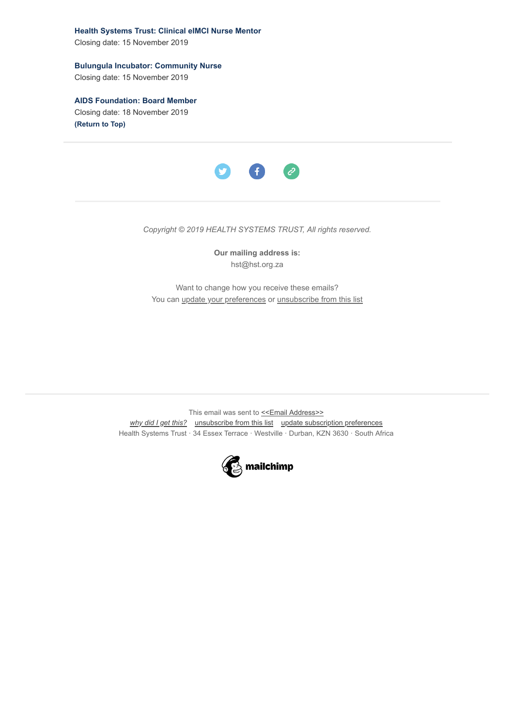**Health Systems Trust: Clinical eIMCI Nurse Mentor**
Closing date: 15 November 2019

**Bulungula Incubator: Community Nurse**
Closing date: 15 November 2019

**AIDS Foundation: Board Member**
Closing date: 18 November 2019
**(Return to Top)**

---

*Copyright © 2019 HEALTH SYSTEMS TRUST, All rights reserved.*

**Our mailing address is:**
hst@hst.org.za

Want to change how you receive these emails?
You can update your preferences or unsubscribe from this list

---

This email was sent to <<Email Address>>
*why did I get this?* unsubscribe from this list update subscription preferences
Health Systems Trust · 34 Essex Terrace · Westville · Durban, KZN 3630 · South Africa

mailchimp